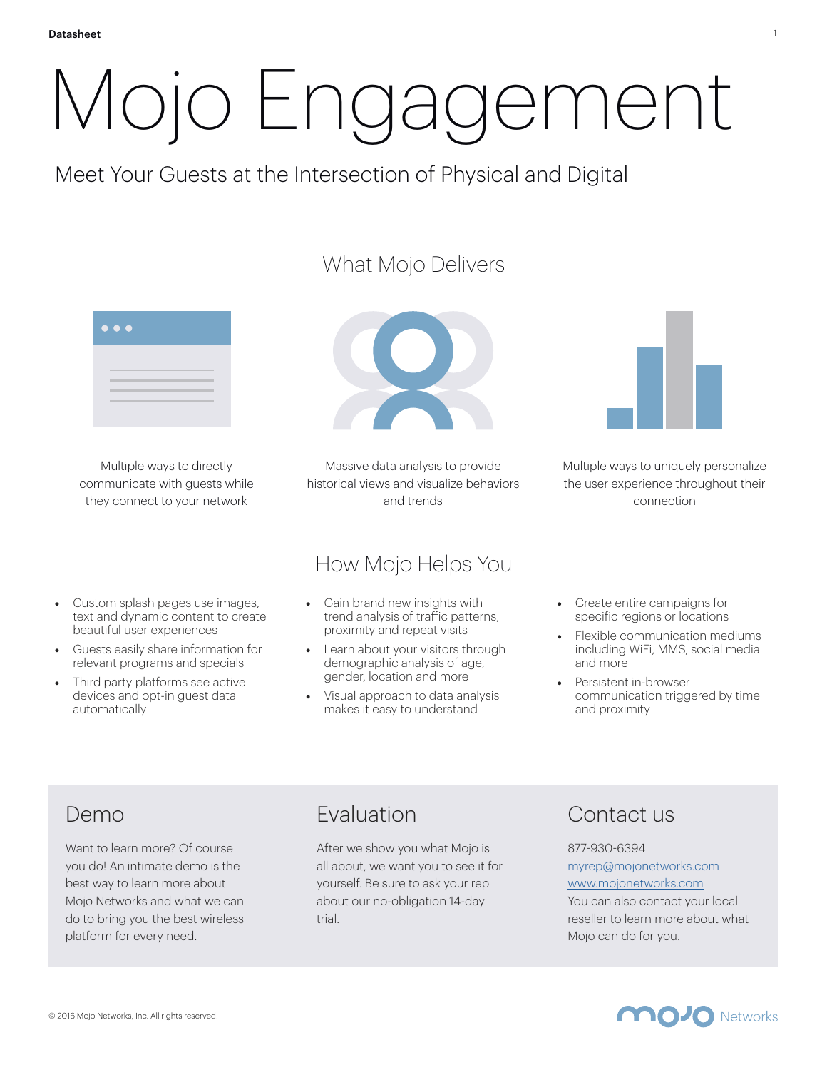Datasheet

# Mojo Engagement

## Meet Your Guests at the Intersection of Physical and Digital

## What Mojo Delivers

Multiple ways to directly communicate with guests while they connect to your network

Massive data analysis to provide historical views and visualize behaviors and trends

Multiple ways to uniquely personalize the user experience throughout their connection

## How Mojo Helps You

- Custom splash pages use images, text and dynamic content to create beautiful user experiences
- Guests easily share information for relevant programs and specials
- Third party platforms see active devices and opt-in guest data automatically

- Gain brand new insights with trend analysis of traffic patterns, proximity and repeat visits
- Learn about your visitors through demographic analysis of age, gender, location and more
- Visual approach to data analysis makes it easy to understand

- Create entire campaigns for specific regions or locations
- Flexible communication mediums including WiFi, MMS, social media and more
- Persistent in-browser communication triggered by time and proximity

## Demo

Want to learn more? Of course you do! An intimate demo is the best way to learn more about Mojo Networks and what we can do to bring you the best wireless platform for every need.

## Evaluation

After we show you what Mojo is all about, we want you to see it for yourself. Be sure to ask your rep about our no-obligation 14-day trial.

## Contact us

877-930-6394
myrep@mojonetworks.com
www.mojonetworks.com
You can also contact your local reseller to learn more about what Mojo can do for you.

© 2016 Mojo Networks, Inc. All rights reserved.

Mojo Networks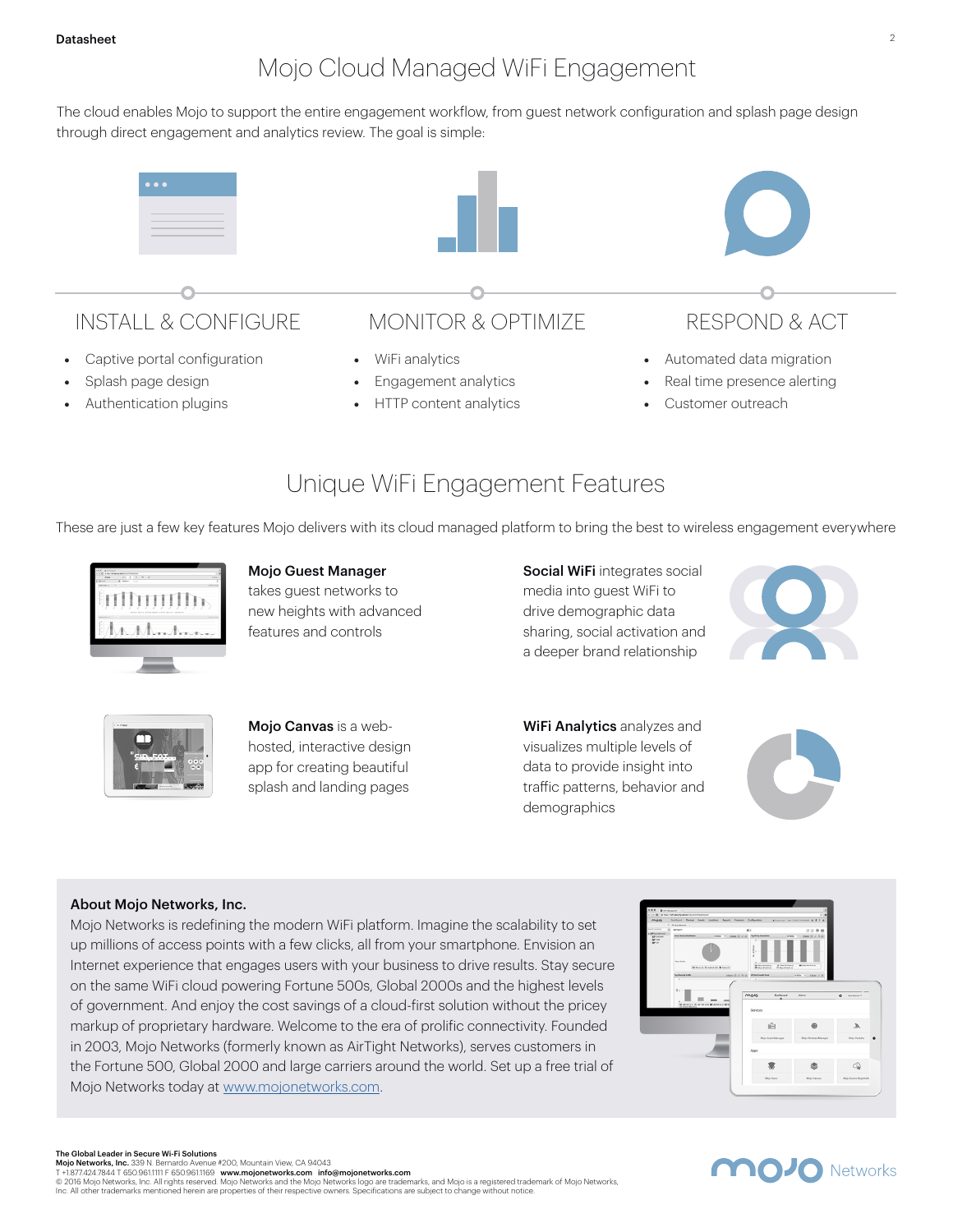# Mojo Cloud Managed WiFi Engagement

The cloud enables Mojo to support the entire engagement workflow, from guest network configuration and splash page design through direct engagement and analytics review. The goal is simple:

### INSTALL & CONFIGURE

- Captive portal configuration
- Splash page design
- Authentication plugins

### MONITOR & OPTIMIZE

- WiFi analytics
- Engagement analytics
- HTTP content analytics

### RESPOND & ACT

- Automated data migration
- Real time presence alerting
- Customer outreach

## Unique WiFi Engagement Features

These are just a few key features Mojo delivers with its cloud managed platform to bring the best to wireless engagement everywhere

**Mojo Guest Manager** takes guest networks to new heights with advanced features and controls

**Social WiFi** integrates social media into guest WiFi to drive demographic data sharing, social activation and a deeper brand relationship

**Mojo Canvas** is a web-hosted, interactive design app for creating beautiful splash and landing pages

**WiFi Analytics** analyzes and visualizes multiple levels of data to provide insight into traffic patterns, behavior and demographics

### About Mojo Networks, Inc.

Mojo Networks is redefining the modern WiFi platform. Imagine the scalability to set up millions of access points with a few clicks, all from your smartphone. Envision an Internet experience that engages users with your business to drive results. Stay secure on the same WiFi cloud powering Fortune 500s, Global 2000s and the highest levels of government. And enjoy the cost savings of a cloud-first solution without the pricey markup of proprietary hardware. Welcome to the era of prolific connectivity. Founded in 2003, Mojo Networks (formerly known as AirTight Networks), serves customers in the Fortune 500, Global 2000 and large carriers around the world. Set up a free trial of Mojo Networks today at www.mojonetworks.com.

**The Global Leader in Secure Wi-Fi Solutions**
**Mojo Networks, Inc.** 339 N. Bernardo Avenue #200, Mountain View, CA 94043
T +1.877.424.7844 T 650.961.1111 F 650.961.1169 **www.mojonetworks.com** **info@mojonetworks.com**
© 2016 Mojo Networks, Inc. All rights reserved. Mojo Networks and the Mojo Networks logo are trademarks, and Mojo is a registered trademark of Mojo Networks, Inc. All other trademarks mentioned herein are properties of their respective owners. Specifications are subject to change without notice.

mojo Networks